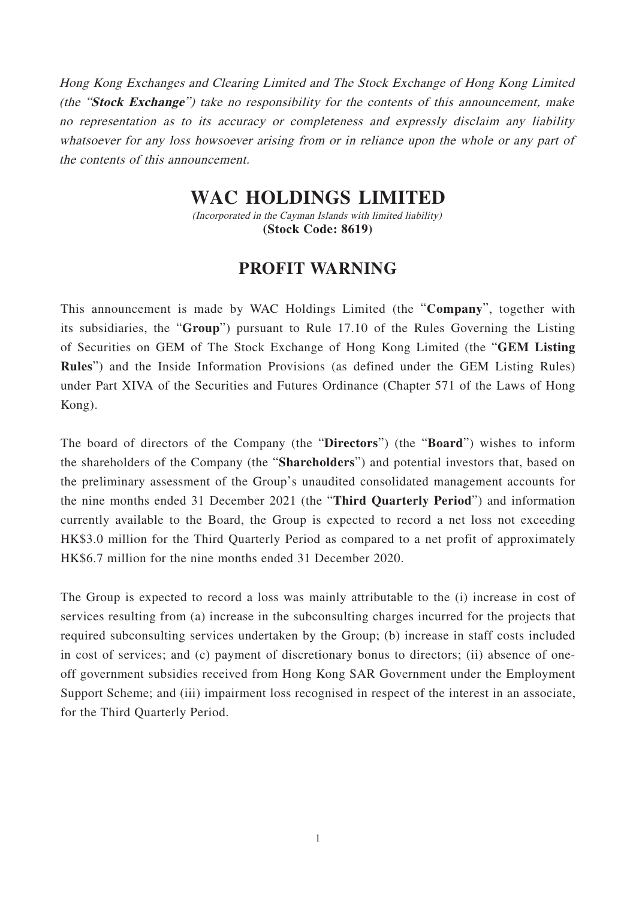*Hong Kong Exchanges and Clearing Limited and The Stock Exchange of Hong Kong Limited (the "**Stock Exchange**") take no responsibility for the contents of this announcement, make no representation as to its accuracy or completeness and expressly disclaim any liability whatsoever for any loss howsoever arising from or in reliance upon the whole or any part of the contents of this announcement.*

# WAC HOLDINGS LIMITED

*(Incorporated in the Cayman Islands with limited liability)*

**(Stock Code: 8619)**

## PROFIT WARNING

This announcement is made by WAC Holdings Limited (the "**Company**", together with its subsidiaries, the "**Group**") pursuant to Rule 17.10 of the Rules Governing the Listing of Securities on GEM of The Stock Exchange of Hong Kong Limited (the "**GEM Listing Rules**") and the Inside Information Provisions (as defined under the GEM Listing Rules) under Part XIVA of the Securities and Futures Ordinance (Chapter 571 of the Laws of Hong Kong).

The board of directors of the Company (the "**Directors**") (the "**Board**") wishes to inform the shareholders of the Company (the "**Shareholders**") and potential investors that, based on the preliminary assessment of the Group's unaudited consolidated management accounts for the nine months ended 31 December 2021 (the "**Third Quarterly Period**") and information currently available to the Board, the Group is expected to record a net loss not exceeding HK$3.0 million for the Third Quarterly Period as compared to a net profit of approximately HK$6.7 million for the nine months ended 31 December 2020.

The Group is expected to record a loss was mainly attributable to the (i) increase in cost of services resulting from (a) increase in the subconsulting charges incurred for the projects that required subconsulting services undertaken by the Group; (b) increase in staff costs included in cost of services; and (c) payment of discretionary bonus to directors; (ii) absence of one-off government subsidies received from Hong Kong SAR Government under the Employment Support Scheme; and (iii) impairment loss recognised in respect of the interest in an associate, for the Third Quarterly Period.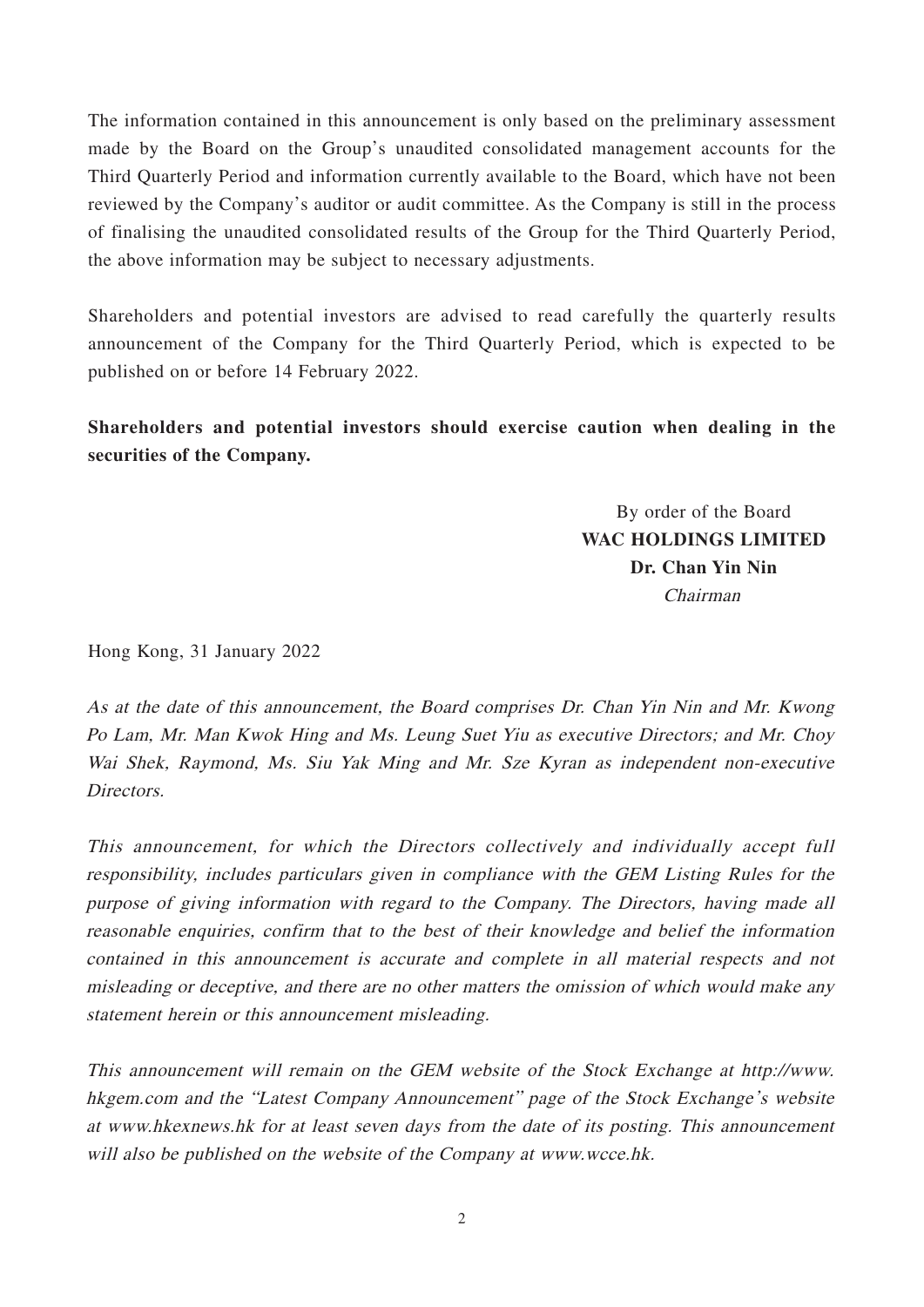The information contained in this announcement is only based on the preliminary assessment made by the Board on the Group's unaudited consolidated management accounts for the Third Quarterly Period and information currently available to the Board, which have not been reviewed by the Company's auditor or audit committee. As the Company is still in the process of finalising the unaudited consolidated results of the Group for the Third Quarterly Period, the above information may be subject to necessary adjustments.

Shareholders and potential investors are advised to read carefully the quarterly results announcement of the Company for the Third Quarterly Period, which is expected to be published on or before 14 February 2022.

**Shareholders and potential investors should exercise caution when dealing in the securities of the Company.**

By order of the Board
**WAC HOLDINGS LIMITED**
**Dr. Chan Yin Nin**
*Chairman*

Hong Kong, 31 January 2022

*As at the date of this announcement, the Board comprises Dr. Chan Yin Nin and Mr. Kwong Po Lam, Mr. Man Kwok Hing and Ms. Leung Suet Yiu as executive Directors; and Mr. Choy Wai Shek, Raymond, Ms. Siu Yak Ming and Mr. Sze Kyran as independent non-executive Directors.*

*This announcement, for which the Directors collectively and individually accept full responsibility, includes particulars given in compliance with the GEM Listing Rules for the purpose of giving information with regard to the Company. The Directors, having made all reasonable enquiries, confirm that to the best of their knowledge and belief the information contained in this announcement is accurate and complete in all material respects and not misleading or deceptive, and there are no other matters the omission of which would make any statement herein or this announcement misleading.*

*This announcement will remain on the GEM website of the Stock Exchange at http://www.hkgem.com and the "Latest Company Announcement" page of the Stock Exchange's website at www.hkexnews.hk for at least seven days from the date of its posting. This announcement will also be published on the website of the Company at www.wcce.hk.*